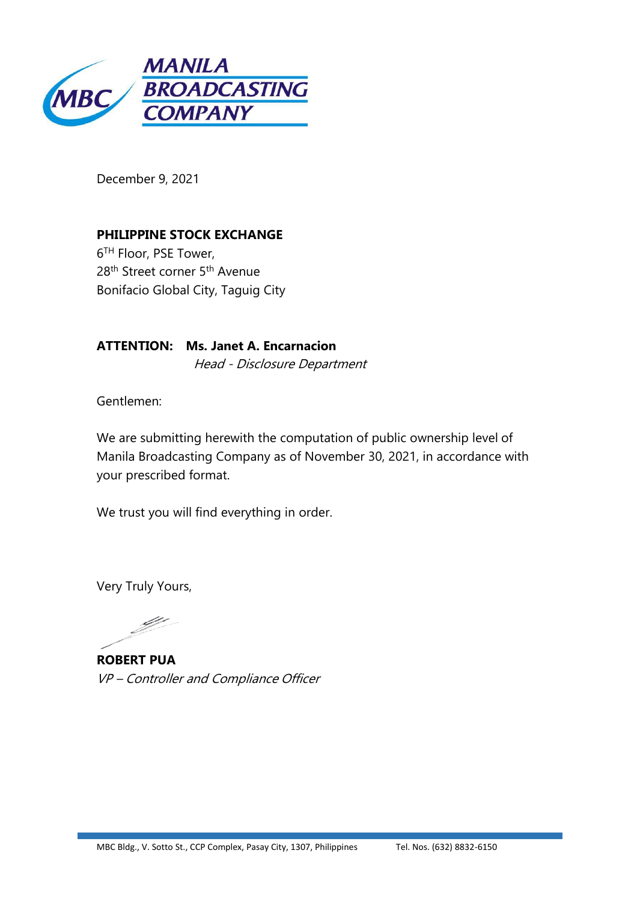**MANILA BROADCASTING COMPANY**

December 9, 2021

**PHILIPPINE STOCK EXCHANGE**
6[TH] Floor, PSE Tower,
28[th] Street corner 5[th] Avenue
Bonifacio Global City, Taguig City

**ATTENTION: Ms. Janet A. Encarnacion**
*Head - Disclosure Department*

Gentlemen:

We are submitting herewith the computation of public ownership level of Manila Broadcasting Company as of November 30, 2021, in accordance with your prescribed format.

We trust you will find everything in order.

Very Truly Yours,

**ROBERT PUA**
*VP – Controller and Compliance Officer*

MBC Bldg., V. Sotto St., CCP Complex, Pasay City, 1307, Philippines Tel. Nos. (632) 8832-6150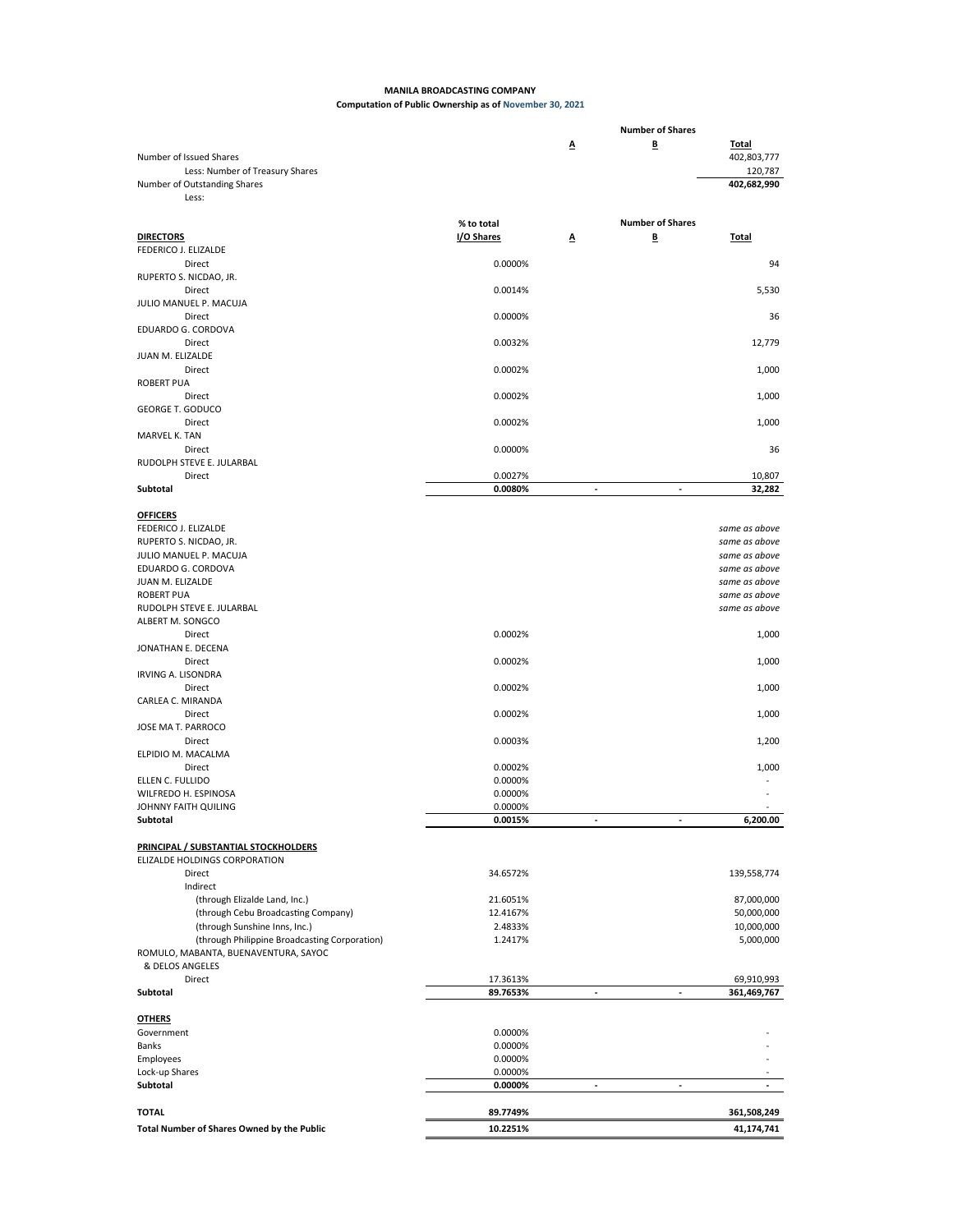**MANILA BROADCASTING COMPANY**

**Computation of Public Ownership as of November 30, 2021**

| | | Number of Shares | | |
|---|---|---|---|---|
| | | A | B | Total |
| Number of Issued Shares | | | | 402,803,777 |
| Less: Number of Treasury Shares | | | | 120,787 |
| Number of Outstanding Shares | | | | **402,682,990** |
| Less: | | | | |

| | % to total I/O Shares | Number of Shares A | B | Total |
|---|---|---|---|---|
| **DIRECTORS** | | | | |
| FEDERICO J. ELIZALDE | | | | |
| Direct | 0.0000% | | | 94 |
| RUPERTO S. NICDAO, JR. | | | | |
| Direct | 0.0014% | | | 5,530 |
| JULIO MANUEL P. MACUJA | | | | |
| Direct | 0.0000% | | | 36 |
| EDUARDO G. CORDOVA | | | | |
| Direct | 0.0032% | | | 12,779 |
| JUAN M. ELIZALDE | | | | |
| Direct | 0.0002% | | | 1,000 |
| ROBERT PUA | | | | |
| Direct | 0.0002% | | | 1,000 |
| GEORGE T. GODUCO | | | | |
| Direct | 0.0002% | | | 1,000 |
| MARVEL K. TAN | | | | |
| Direct | 0.0000% | | | 36 |
| RUDOLPH STEVE E. JULARBAL | | | | |
| Direct | 0.0027% | | | 10,807 |
| **Subtotal** | **0.0080%** | - | - | **32,282** |
| **OFFICERS** | | | | |
| FEDERICO J. ELIZALDE | | | | *same as above* |
| RUPERTO S. NICDAO, JR. | | | | *same as above* |
| JULIO MANUEL P. MACUJA | | | | *same as above* |
| EDUARDO G. CORDOVA | | | | *same as above* |
| JUAN M. ELIZALDE | | | | *same as above* |
| ROBERT PUA | | | | *same as above* |
| RUDOLPH STEVE E. JULARBAL | | | | *same as above* |
| ALBERT M. SONGCO | | | | |
| Direct | 0.0002% | | | 1,000 |
| JONATHAN E. DECENA | | | | |
| Direct | 0.0002% | | | 1,000 |
| IRVING A. LISONDRA | | | | |
| Direct | 0.0002% | | | 1,000 |
| CARLEA C. MIRANDA | | | | |
| Direct | 0.0002% | | | 1,000 |
| JOSE MA T. PARROCO | | | | |
| Direct | 0.0003% | | | 1,200 |
| ELPIDIO M. MACALMA | | | | |
| Direct | 0.0002% | | | 1,000 |
| ELLEN C. FULLIDO | 0.0000% | | | - |
| WILFREDO H. ESPINOSA | 0.0000% | | | - |
| JOHNNY FAITH QUILING | 0.0000% | | | - |
| **Subtotal** | **0.0015%** | - | - | **6,200.00** |
| **PRINCIPAL / SUBSTANTIAL STOCKHOLDERS** | | | | |
| ELIZALDE HOLDINGS CORPORATION | | | | |
| Direct | 34.6572% | | | 139,558,774 |
| Indirect | | | | |
| (through Elizalde Land, Inc.) | 21.6051% | | | 87,000,000 |
| (through Cebu Broadcasting Company) | 12.4167% | | | 50,000,000 |
| (through Sunshine Inns, Inc.) | 2.4833% | | | 10,000,000 |
| (through Philippine Broadcasting Corporation) | 1.2417% | | | 5,000,000 |
| ROMULO, MABANTA, BUENAVENTURA, SAYOC & DELOS ANGELES | | | | |
| Direct | 17.3613% | | | 69,910,993 |
| **Subtotal** | **89.7653%** | - | - | **361,469,767** |
| **OTHERS** | | | | |
| Government | 0.0000% | | | - |
| Banks | 0.0000% | | | - |
| Employees | 0.0000% | | | - |
| Lock-up Shares | 0.0000% | | | - |
| **Subtotal** | **0.0000%** | - | - | **-** |
| **TOTAL** | **89.7749%** | | | **361,508,249** |
| **Total Number of Shares Owned by the Public** | **10.2251%** | | | **41,174,741** |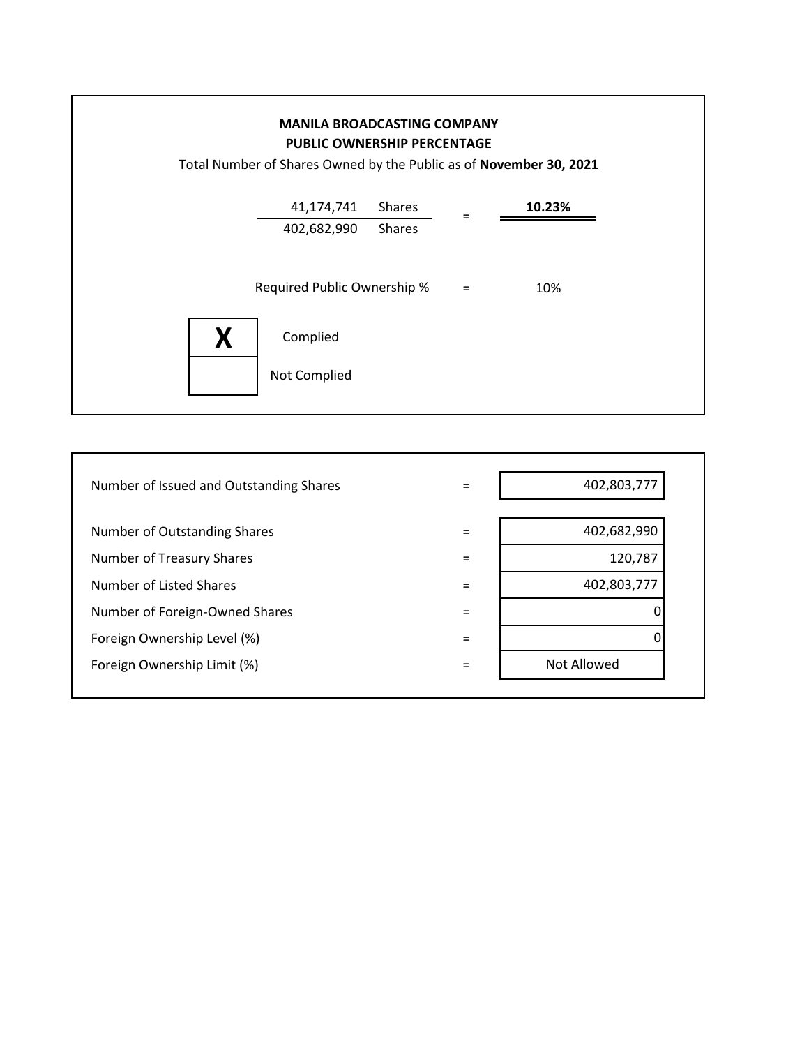**MANILA BROADCASTING COMPANY**
**PUBLIC OWNERSHIP PERCENTAGE**

Total Number of Shares Owned by the Public as of **November 30, 2021**

$$\frac{41{,}174{,}741 \text{ Shares}}{402{,}682{,}990 \text{ Shares}} = \mathbf{10.23\%}$$

Required Public Ownership % = 10%

| | |
|---|---|
| **X** | Complied |
| | Not Complied |

| | | |
|---|---|---|
| Number of Issued and Outstanding Shares | = | 402,803,777 |
| Number of Outstanding Shares | = | 402,682,990 |
| Number of Treasury Shares | = | 120,787 |
| Number of Listed Shares | = | 402,803,777 |
| Number of Foreign-Owned Shares | = | 0 |
| Foreign Ownership Level (%) | = | 0 |
| Foreign Ownership Limit (%) | = | Not Allowed |